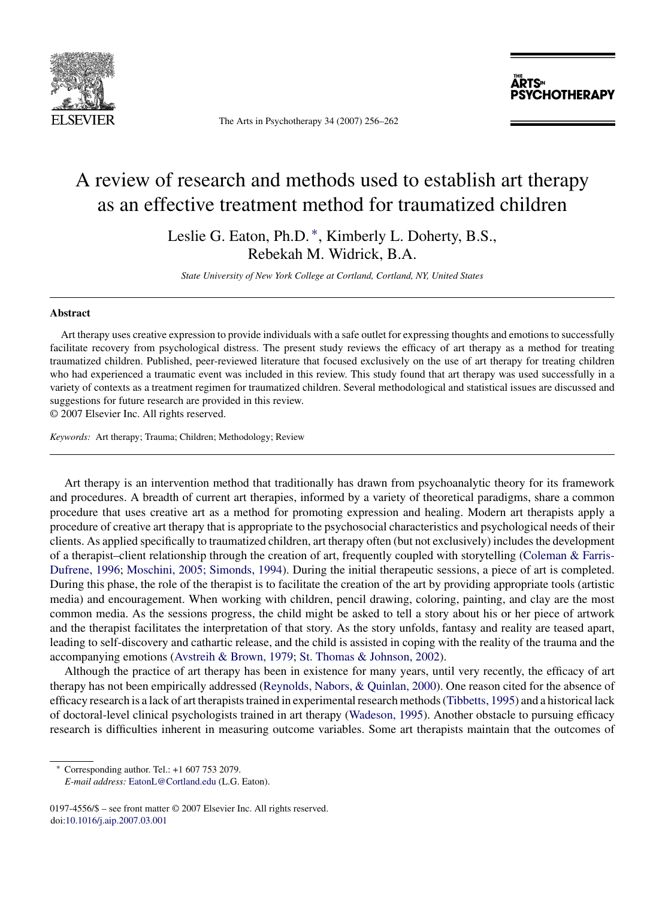# A review of research and methods used to establish art therapy as an effective treatment method for traumatized children

Leslie G. Eaton, Ph.D.*, Kimberly L. Doherty, B.S., Rebekah M. Widrick, B.A.

*State University of New York College at Cortland, Cortland, NY, United States*

## Abstract

Art therapy uses creative expression to provide individuals with a safe outlet for expressing thoughts and emotions to successfully facilitate recovery from psychological distress. The present study reviews the efficacy of art therapy as a method for treating traumatized children. Published, peer-reviewed literature that focused exclusively on the use of art therapy for treating children who had experienced a traumatic event was included in this review. This study found that art therapy was used successfully in a variety of contexts as a treatment regimen for traumatized children. Several methodological and statistical issues are discussed and suggestions for future research are provided in this review.

© 2007 Elsevier Inc. All rights reserved.

*Keywords:* Art therapy; Trauma; Children; Methodology; Review

Art therapy is an intervention method that traditionally has drawn from psychoanalytic theory for its framework and procedures. A breadth of current art therapies, informed by a variety of theoretical paradigms, share a common procedure that uses creative art as a method for promoting expression and healing. Modern art therapists apply a procedure of creative art therapy that is appropriate to the psychosocial characteristics and psychological needs of their clients. As applied specifically to traumatized children, art therapy often (but not exclusively) includes the development of a therapist–client relationship through the creation of art, frequently coupled with storytelling (Coleman & Farris-Dufrene, 1996; Moschini, 2005; Simonds, 1994). During the initial therapeutic sessions, a piece of art is completed. During this phase, the role of the therapist is to facilitate the creation of the art by providing appropriate tools (artistic media) and encouragement. When working with children, pencil drawing, coloring, painting, and clay are the most common media. As the sessions progress, the child might be asked to tell a story about his or her piece of artwork and the therapist facilitates the interpretation of that story. As the story unfolds, fantasy and reality are teased apart, leading to self-discovery and cathartic release, and the child is assisted in coping with the reality of the trauma and the accompanying emotions (Avstreih & Brown, 1979; St. Thomas & Johnson, 2002).

Although the practice of art therapy has been in existence for many years, until very recently, the efficacy of art therapy has not been empirically addressed (Reynolds, Nabors, & Quinlan, 2000). One reason cited for the absence of efficacy research is a lack of art therapists trained in experimental research methods (Tibbetts, 1995) and a historical lack of doctoral-level clinical psychologists trained in art therapy (Wadeson, 1995). Another obstacle to pursuing efficacy research is difficulties inherent in measuring outcome variables. Some art therapists maintain that the outcomes of

* Corresponding author. Tel.: +1 607 753 2079.
*E-mail address:* EatonL@Cortland.edu (L.G. Eaton).

0197-4556/$ – see front matter © 2007 Elsevier Inc. All rights reserved.
doi:10.1016/j.aip.2007.03.001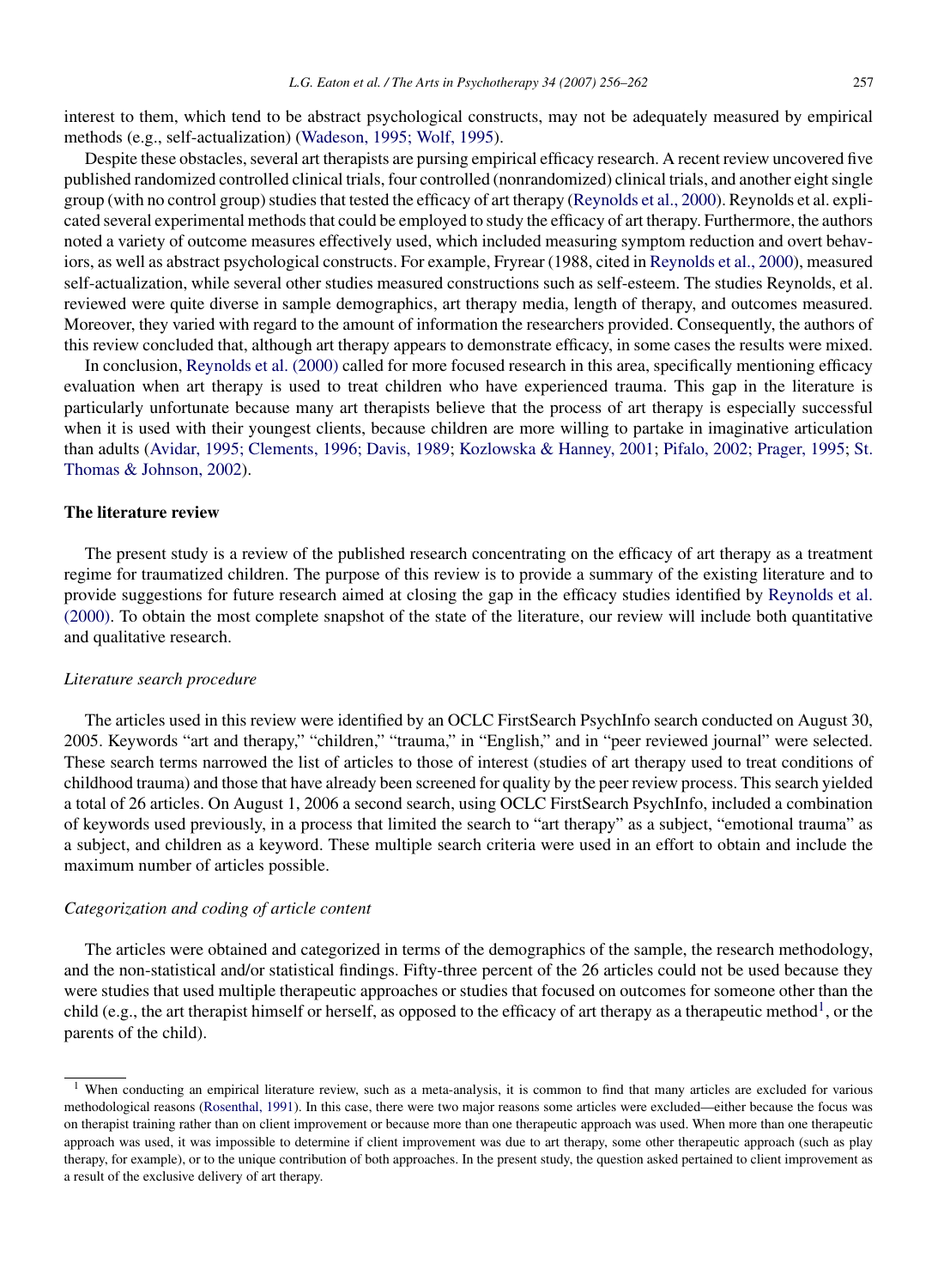interest to them, which tend to be abstract psychological constructs, may not be adequately measured by empirical methods (e.g., self-actualization) (Wadeson, 1995; Wolf, 1995).

Despite these obstacles, several art therapists are pursing empirical efficacy research. A recent review uncovered five published randomized controlled clinical trials, four controlled (nonrandomized) clinical trials, and another eight single group (with no control group) studies that tested the efficacy of art therapy (Reynolds et al., 2000). Reynolds et al. explicated several experimental methods that could be employed to study the efficacy of art therapy. Furthermore, the authors noted a variety of outcome measures effectively used, which included measuring symptom reduction and overt behaviors, as well as abstract psychological constructs. For example, Fryrear (1988, cited in Reynolds et al., 2000), measured self-actualization, while several other studies measured constructions such as self-esteem. The studies Reynolds, et al. reviewed were quite diverse in sample demographics, art therapy media, length of therapy, and outcomes measured. Moreover, they varied with regard to the amount of information the researchers provided. Consequently, the authors of this review concluded that, although art therapy appears to demonstrate efficacy, in some cases the results were mixed.

In conclusion, Reynolds et al. (2000) called for more focused research in this area, specifically mentioning efficacy evaluation when art therapy is used to treat children who have experienced trauma. This gap in the literature is particularly unfortunate because many art therapists believe that the process of art therapy is especially successful when it is used with their youngest clients, because children are more willing to partake in imaginative articulation than adults (Avidar, 1995; Clements, 1996; Davis, 1989; Kozlowska & Hanney, 2001; Pifalo, 2002; Prager, 1995; St. Thomas & Johnson, 2002).

## The literature review

The present study is a review of the published research concentrating on the efficacy of art therapy as a treatment regime for traumatized children. The purpose of this review is to provide a summary of the existing literature and to provide suggestions for future research aimed at closing the gap in the efficacy studies identified by Reynolds et al. (2000). To obtain the most complete snapshot of the state of the literature, our review will include both quantitative and qualitative research.

### *Literature search procedure*

The articles used in this review were identified by an OCLC FirstSearch PsychInfo search conducted on August 30, 2005. Keywords "art and therapy," "children," "trauma," in "English," and in "peer reviewed journal" were selected. These search terms narrowed the list of articles to those of interest (studies of art therapy used to treat conditions of childhood trauma) and those that have already been screened for quality by the peer review process. This search yielded a total of 26 articles. On August 1, 2006 a second search, using OCLC FirstSearch PsychInfo, included a combination of keywords used previously, in a process that limited the search to "art therapy" as a subject, "emotional trauma" as a subject, and children as a keyword. These multiple search criteria were used in an effort to obtain and include the maximum number of articles possible.

### *Categorization and coding of article content*

The articles were obtained and categorized in terms of the demographics of the sample, the research methodology, and the non-statistical and/or statistical findings. Fifty-three percent of the 26 articles could not be used because they were studies that used multiple therapeutic approaches or studies that focused on outcomes for someone other than the child (e.g., the art therapist himself or herself, as opposed to the efficacy of art therapy as a therapeutic method[1], or the parents of the child).

[1] When conducting an empirical literature review, such as a meta-analysis, it is common to find that many articles are excluded for various methodological reasons (Rosenthal, 1991). In this case, there were two major reasons some articles were excluded—either because the focus was on therapist training rather than on client improvement or because more than one therapeutic approach was used. When more than one therapeutic approach was used, it was impossible to determine if client improvement was due to art therapy, some other therapeutic approach (such as play therapy, for example), or to the unique contribution of both approaches. In the present study, the question asked pertained to client improvement as a result of the exclusive delivery of art therapy.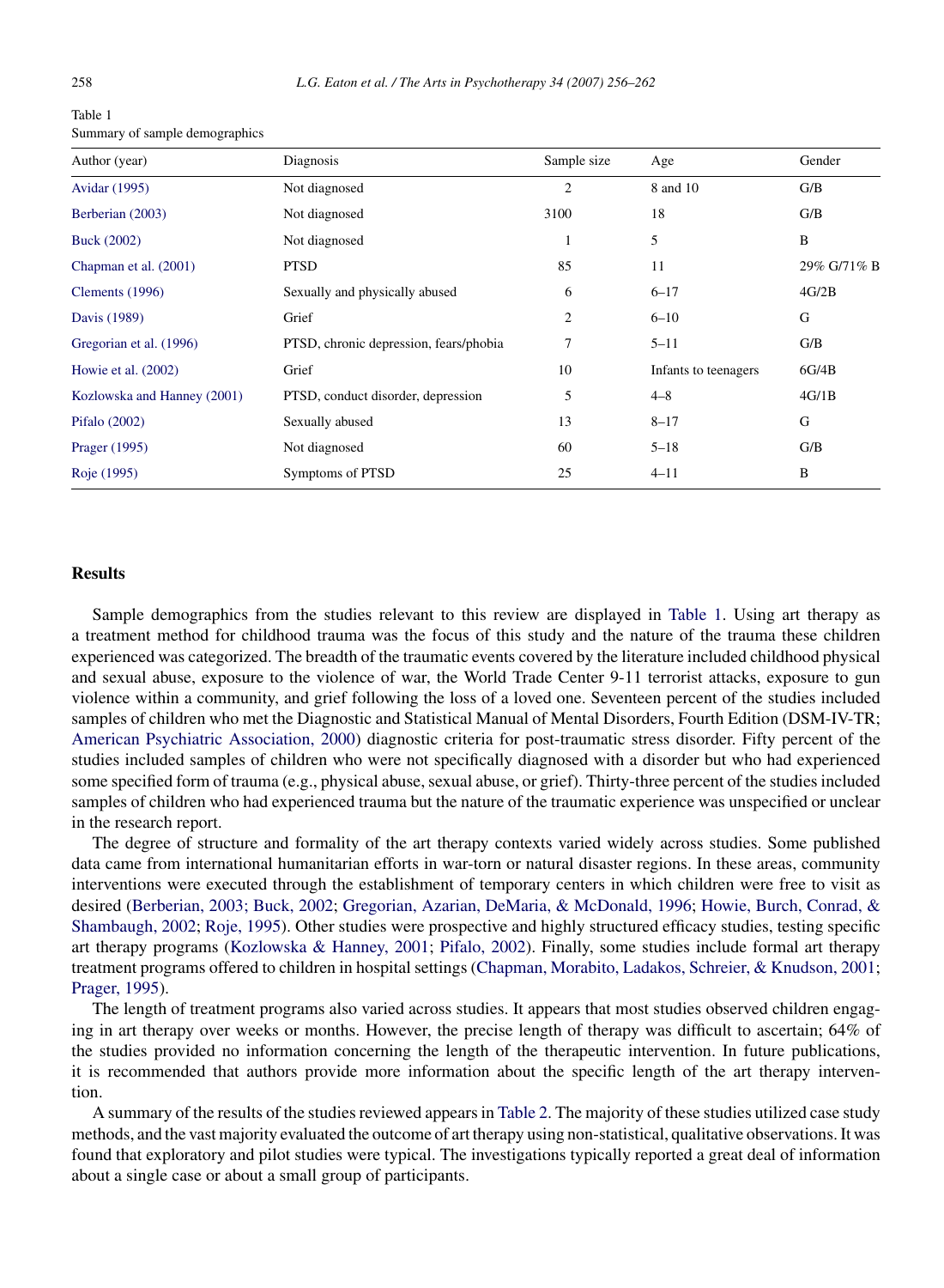Table 1
Summary of sample demographics

| Author (year) | Diagnosis | Sample size | Age | Gender |
|---|---|---|---|---|
| Avidar (1995) | Not diagnosed | 2 | 8 and 10 | G/B |
| Berberian (2003) | Not diagnosed | 3100 | 18 | G/B |
| Buck (2002) | Not diagnosed | 1 | 5 | B |
| Chapman et al. (2001) | PTSD | 85 | 11 | 29% G/71% B |
| Clements (1996) | Sexually and physically abused | 6 | 6–17 | 4G/2B |
| Davis (1989) | Grief | 2 | 6–10 | G |
| Gregorian et al. (1996) | PTSD, chronic depression, fears/phobia | 7 | 5–11 | G/B |
| Howie et al. (2002) | Grief | 10 | Infants to teenagers | 6G/4B |
| Kozlowska and Hanney (2001) | PTSD, conduct disorder, depression | 5 | 4–8 | 4G/1B |
| Pifalo (2002) | Sexually abused | 13 | 8–17 | G |
| Prager (1995) | Not diagnosed | 60 | 5–18 | G/B |
| Roje (1995) | Symptoms of PTSD | 25 | 4–11 | B |

## Results

Sample demographics from the studies relevant to this review are displayed in Table 1. Using art therapy as a treatment method for childhood trauma was the focus of this study and the nature of the trauma these children experienced was categorized. The breadth of the traumatic events covered by the literature included childhood physical and sexual abuse, exposure to the violence of war, the World Trade Center 9-11 terrorist attacks, exposure to gun violence within a community, and grief following the loss of a loved one. Seventeen percent of the studies included samples of children who met the Diagnostic and Statistical Manual of Mental Disorders, Fourth Edition (DSM-IV-TR; American Psychiatric Association, 2000) diagnostic criteria for post-traumatic stress disorder. Fifty percent of the studies included samples of children who were not specifically diagnosed with a disorder but who had experienced some specified form of trauma (e.g., physical abuse, sexual abuse, or grief). Thirty-three percent of the studies included samples of children who had experienced trauma but the nature of the traumatic experience was unspecified or unclear in the research report.

The degree of structure and formality of the art therapy contexts varied widely across studies. Some published data came from international humanitarian efforts in war-torn or natural disaster regions. In these areas, community interventions were executed through the establishment of temporary centers in which children were free to visit as desired (Berberian, 2003; Buck, 2002; Gregorian, Azarian, DeMaria, & McDonald, 1996; Howie, Burch, Conrad, & Shambaugh, 2002; Roje, 1995). Other studies were prospective and highly structured efficacy studies, testing specific art therapy programs (Kozlowska & Hanney, 2001; Pifalo, 2002). Finally, some studies include formal art therapy treatment programs offered to children in hospital settings (Chapman, Morabito, Ladakos, Schreier, & Knudson, 2001; Prager, 1995).

The length of treatment programs also varied across studies. It appears that most studies observed children engaging in art therapy over weeks or months. However, the precise length of therapy was difficult to ascertain; 64% of the studies provided no information concerning the length of the therapeutic intervention. In future publications, it is recommended that authors provide more information about the specific length of the art therapy intervention.

A summary of the results of the studies reviewed appears in Table 2. The majority of these studies utilized case study methods, and the vast majority evaluated the outcome of art therapy using non-statistical, qualitative observations. It was found that exploratory and pilot studies were typical. The investigations typically reported a great deal of information about a single case or about a small group of participants.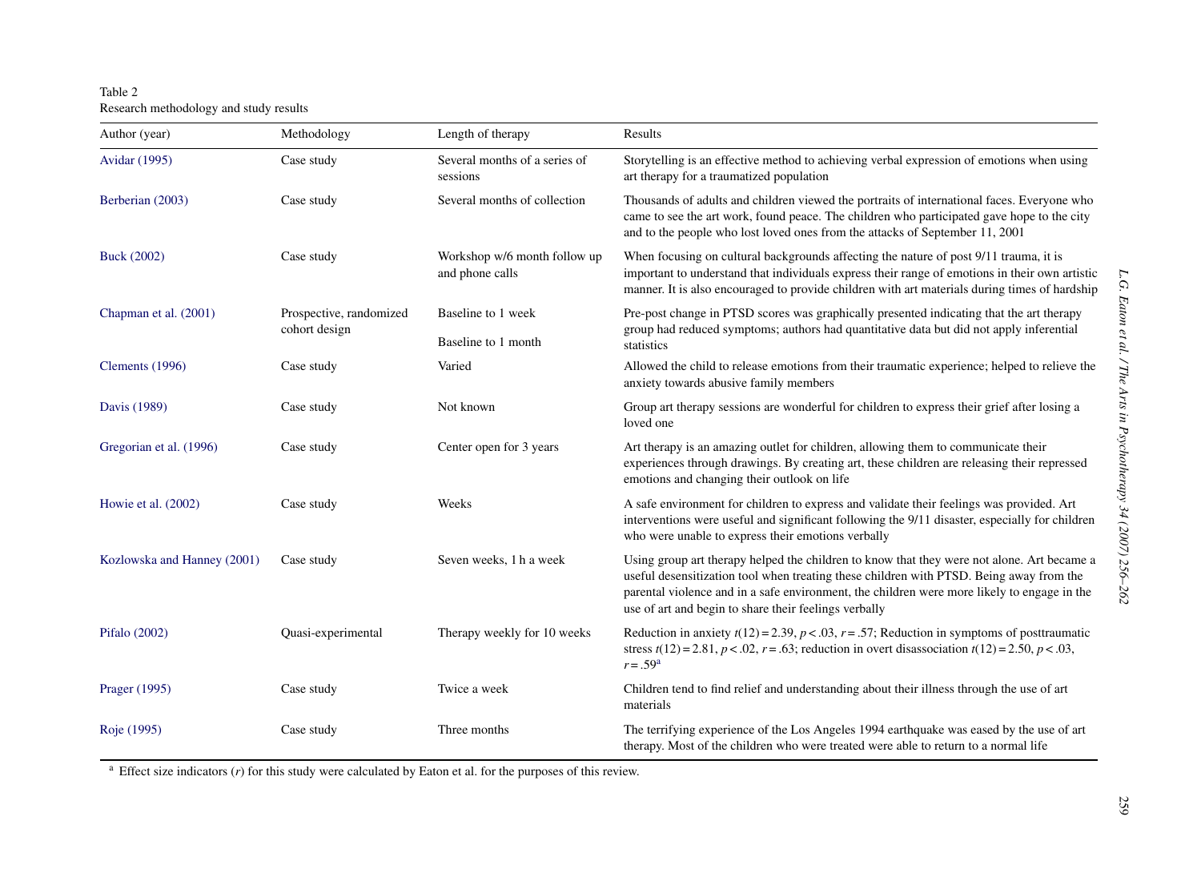Table 2
Research methodology and study results

| Author (year) | Methodology | Length of therapy | Results |
|---|---|---|---|
| Avidar (1995) | Case study | Several months of a series of sessions | Storytelling is an effective method to achieving verbal expression of emotions when using art therapy for a traumatized population |
| Berberian (2003) | Case study | Several months of collection | Thousands of adults and children viewed the portraits of international faces. Everyone who came to see the art work, found peace. The children who participated gave hope to the city and to the people who lost loved ones from the attacks of September 11, 2001 |
| Buck (2002) | Case study | Workshop w/6 month follow up and phone calls | When focusing on cultural backgrounds affecting the nature of post 9/11 trauma, it is important to understand that individuals express their range of emotions in their own artistic manner. It is also encouraged to provide children with art materials during times of hardship |
| Chapman et al. (2001) | Prospective, randomized cohort design | Baseline to 1 week<br>Baseline to 1 month | Pre-post change in PTSD scores was graphically presented indicating that the art therapy group had reduced symptoms; authors had quantitative data but did not apply inferential statistics |
| Clements (1996) | Case study | Varied | Allowed the child to release emotions from their traumatic experience; helped to relieve the anxiety towards abusive family members |
| Davis (1989) | Case study | Not known | Group art therapy sessions are wonderful for children to express their grief after losing a loved one |
| Gregorian et al. (1996) | Case study | Center open for 3 years | Art therapy is an amazing outlet for children, allowing them to communicate their experiences through drawings. By creating art, these children are releasing their repressed emotions and changing their outlook on life |
| Howie et al. (2002) | Case study | Weeks | A safe environment for children to express and validate their feelings was provided. Art interventions were useful and significant following the 9/11 disaster, especially for children who were unable to express their emotions verbally |
| Kozlowska and Hanney (2001) | Case study | Seven weeks, 1 h a week | Using group art therapy helped the children to know that they were not alone. Art became a useful desensitization tool when treating these children with PTSD. Being away from the parental violence and in a safe environment, the children were more likely to engage in the use of art and begin to share their feelings verbally |
| Pifalo (2002) | Quasi-experimental | Therapy weekly for 10 weeks | Reduction in anxiety $t(12) = 2.39$, $p < .03$, $r = .57$; Reduction in symptoms of posttraumatic stress $t(12) = 2.81$, $p < .02$, $r = .63$; reduction in overt disassociation $t(12) = 2.50$, $p < .03$, $r = .59$[a] |
| Prager (1995) | Case study | Twice a week | Children tend to find relief and understanding about their illness through the use of art materials |
| Roje (1995) | Case study | Three months | The terrifying experience of the Los Angeles 1994 earthquake was eased by the use of art therapy. Most of the children who were treated were able to return to a normal life |

[a] Effect size indicators ($r$) for this study were calculated by Eaton et al. for the purposes of this review.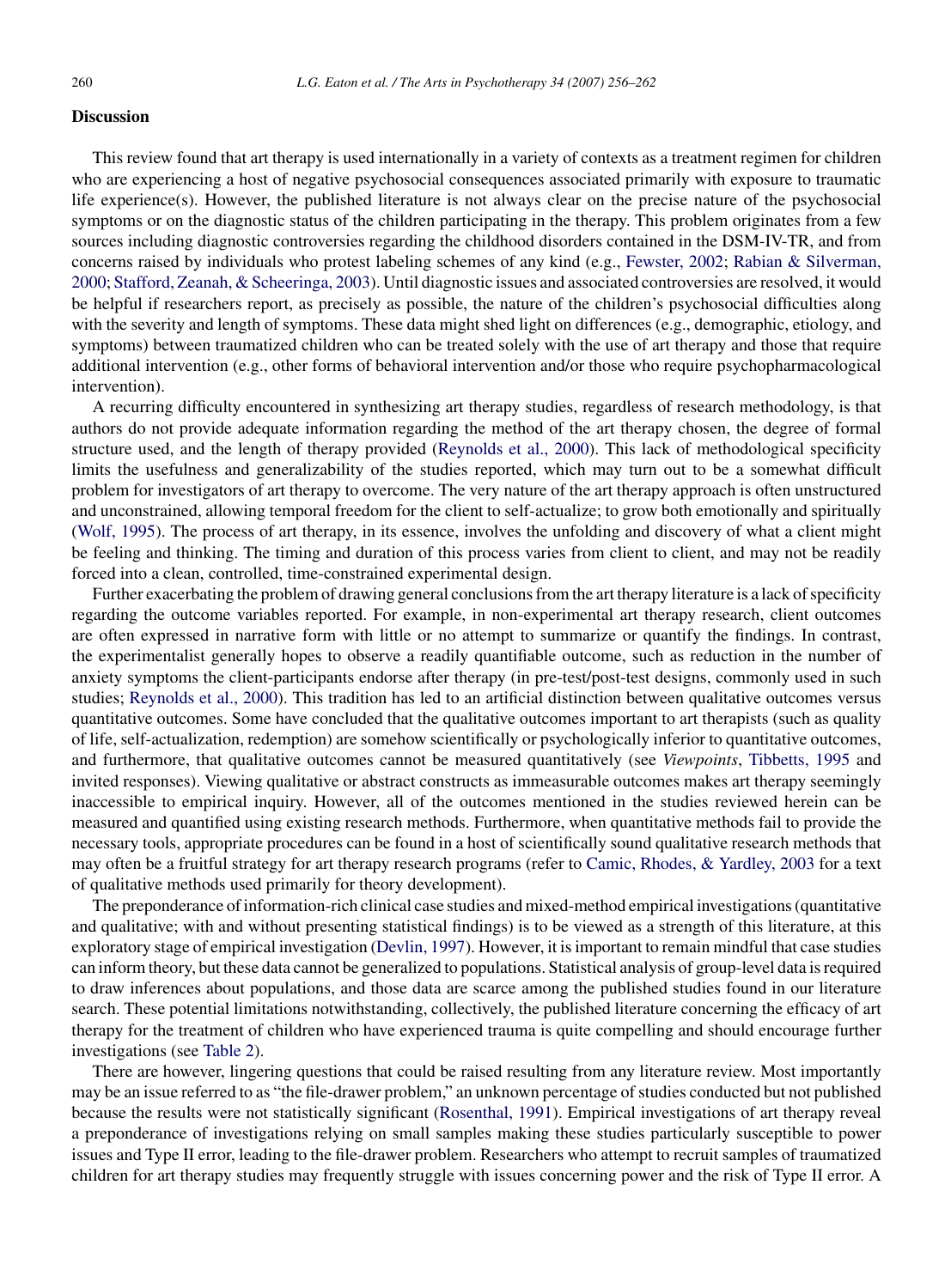## Discussion

This review found that art therapy is used internationally in a variety of contexts as a treatment regimen for children who are experiencing a host of negative psychosocial consequences associated primarily with exposure to traumatic life experience(s). However, the published literature is not always clear on the precise nature of the psychosocial symptoms or on the diagnostic status of the children participating in the therapy. This problem originates from a few sources including diagnostic controversies regarding the childhood disorders contained in the DSM-IV-TR, and from concerns raised by individuals who protest labeling schemes of any kind (e.g., Fewster, 2002; Rabian & Silverman, 2000; Stafford, Zeanah, & Scheeringa, 2003). Until diagnostic issues and associated controversies are resolved, it would be helpful if researchers report, as precisely as possible, the nature of the children's psychosocial difficulties along with the severity and length of symptoms. These data might shed light on differences (e.g., demographic, etiology, and symptoms) between traumatized children who can be treated solely with the use of art therapy and those that require additional intervention (e.g., other forms of behavioral intervention and/or those who require psychopharmacological intervention).

A recurring difficulty encountered in synthesizing art therapy studies, regardless of research methodology, is that authors do not provide adequate information regarding the method of the art therapy chosen, the degree of formal structure used, and the length of therapy provided (Reynolds et al., 2000). This lack of methodological specificity limits the usefulness and generalizability of the studies reported, which may turn out to be a somewhat difficult problem for investigators of art therapy to overcome. The very nature of the art therapy approach is often unstructured and unconstrained, allowing temporal freedom for the client to self-actualize; to grow both emotionally and spiritually (Wolf, 1995). The process of art therapy, in its essence, involves the unfolding and discovery of what a client might be feeling and thinking. The timing and duration of this process varies from client to client, and may not be readily forced into a clean, controlled, time-constrained experimental design.

Further exacerbating the problem of drawing general conclusions from the art therapy literature is a lack of specificity regarding the outcome variables reported. For example, in non-experimental art therapy research, client outcomes are often expressed in narrative form with little or no attempt to summarize or quantify the findings. In contrast, the experimentalist generally hopes to observe a readily quantifiable outcome, such as reduction in the number of anxiety symptoms the client-participants endorse after therapy (in pre-test/post-test designs, commonly used in such studies; Reynolds et al., 2000). This tradition has led to an artificial distinction between qualitative outcomes versus quantitative outcomes. Some have concluded that the qualitative outcomes important to art therapists (such as quality of life, self-actualization, redemption) are somehow scientifically or psychologically inferior to quantitative outcomes, and furthermore, that qualitative outcomes cannot be measured quantitatively (see *Viewpoints*, Tibbetts, 1995 and invited responses). Viewing qualitative or abstract constructs as immeasurable outcomes makes art therapy seemingly inaccessible to empirical inquiry. However, all of the outcomes mentioned in the studies reviewed herein can be measured and quantified using existing research methods. Furthermore, when quantitative methods fail to provide the necessary tools, appropriate procedures can be found in a host of scientifically sound qualitative research methods that may often be a fruitful strategy for art therapy research programs (refer to Camic, Rhodes, & Yardley, 2003 for a text of qualitative methods used primarily for theory development).

The preponderance of information-rich clinical case studies and mixed-method empirical investigations (quantitative and qualitative; with and without presenting statistical findings) is to be viewed as a strength of this literature, at this exploratory stage of empirical investigation (Devlin, 1997). However, it is important to remain mindful that case studies can inform theory, but these data cannot be generalized to populations. Statistical analysis of group-level data is required to draw inferences about populations, and those data are scarce among the published studies found in our literature search. These potential limitations notwithstanding, collectively, the published literature concerning the efficacy of art therapy for the treatment of children who have experienced trauma is quite compelling and should encourage further investigations (see Table 2).

There are however, lingering questions that could be raised resulting from any literature review. Most importantly may be an issue referred to as "the file-drawer problem," an unknown percentage of studies conducted but not published because the results were not statistically significant (Rosenthal, 1991). Empirical investigations of art therapy reveal a preponderance of investigations relying on small samples making these studies particularly susceptible to power issues and Type II error, leading to the file-drawer problem. Researchers who attempt to recruit samples of traumatized children for art therapy studies may frequently struggle with issues concerning power and the risk of Type II error. A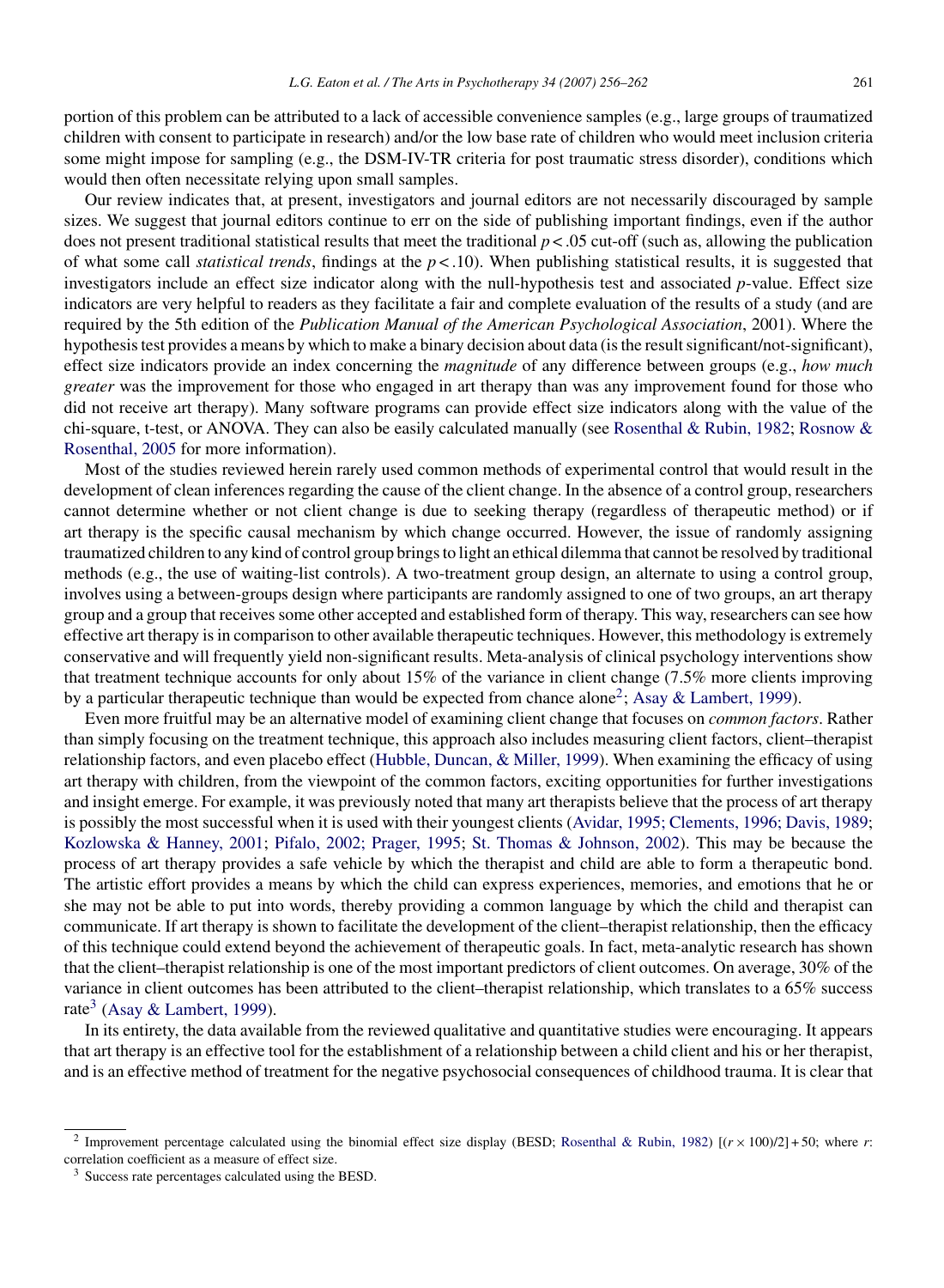portion of this problem can be attributed to a lack of accessible convenience samples (e.g., large groups of traumatized children with consent to participate in research) and/or the low base rate of children who would meet inclusion criteria some might impose for sampling (e.g., the DSM-IV-TR criteria for post traumatic stress disorder), conditions which would then often necessitate relying upon small samples.

Our review indicates that, at present, investigators and journal editors are not necessarily discouraged by sample sizes. We suggest that journal editors continue to err on the side of publishing important findings, even if the author does not present traditional statistical results that meet the traditional $p < .05$ cut-off (such as, allowing the publication of what some call *statistical trends*, findings at the $p < .10$). When publishing statistical results, it is suggested that investigators include an effect size indicator along with the null-hypothesis test and associated $p$-value. Effect size indicators are very helpful to readers as they facilitate a fair and complete evaluation of the results of a study (and are required by the 5th edition of the *Publication Manual of the American Psychological Association*, 2001). Where the hypothesis test provides a means by which to make a binary decision about data (is the result significant/not-significant), effect size indicators provide an index concerning the *magnitude* of any difference between groups (e.g., *how much greater* was the improvement for those who engaged in art therapy than was any improvement found for those who did not receive art therapy). Many software programs can provide effect size indicators along with the value of the chi-square, t-test, or ANOVA. They can also be easily calculated manually (see Rosenthal & Rubin, 1982; Rosnow & Rosenthal, 2005 for more information).

Most of the studies reviewed herein rarely used common methods of experimental control that would result in the development of clean inferences regarding the cause of the client change. In the absence of a control group, researchers cannot determine whether or not client change is due to seeking therapy (regardless of therapeutic method) or if art therapy is the specific causal mechanism by which change occurred. However, the issue of randomly assigning traumatized children to any kind of control group brings to light an ethical dilemma that cannot be resolved by traditional methods (e.g., the use of waiting-list controls). A two-treatment group design, an alternate to using a control group, involves using a between-groups design where participants are randomly assigned to one of two groups, an art therapy group and a group that receives some other accepted and established form of therapy. This way, researchers can see how effective art therapy is in comparison to other available therapeutic techniques. However, this methodology is extremely conservative and will frequently yield non-significant results. Meta-analysis of clinical psychology interventions show that treatment technique accounts for only about 15% of the variance in client change (7.5% more clients improving by a particular therapeutic technique than would be expected from chance alone[2]; Asay & Lambert, 1999).

Even more fruitful may be an alternative model of examining client change that focuses on *common factors*. Rather than simply focusing on the treatment technique, this approach also includes measuring client factors, client–therapist relationship factors, and even placebo effect (Hubble, Duncan, & Miller, 1999). When examining the efficacy of using art therapy with children, from the viewpoint of the common factors, exciting opportunities for further investigations and insight emerge. For example, it was previously noted that many art therapists believe that the process of art therapy is possibly the most successful when it is used with their youngest clients (Avidar, 1995; Clements, 1996; Davis, 1989; Kozlowska & Hanney, 2001; Pifalo, 2002; Prager, 1995; St. Thomas & Johnson, 2002). This may be because the process of art therapy provides a safe vehicle by which the therapist and child are able to form a therapeutic bond. The artistic effort provides a means by which the child can express experiences, memories, and emotions that he or she may not be able to put into words, thereby providing a common language by which the child and therapist can communicate. If art therapy is shown to facilitate the development of the client–therapist relationship, then the efficacy of this technique could extend beyond the achievement of therapeutic goals. In fact, meta-analytic research has shown that the client–therapist relationship is one of the most important predictors of client outcomes. On average, 30% of the variance in client outcomes has been attributed to the client–therapist relationship, which translates to a 65% success rate[3] (Asay & Lambert, 1999).

In its entirety, the data available from the reviewed qualitative and quantitative studies were encouraging. It appears that art therapy is an effective tool for the establishment of a relationship between a child client and his or her therapist, and is an effective method of treatment for the negative psychosocial consequences of childhood trauma. It is clear that

[2] Improvement percentage calculated using the binomial effect size display (BESD; Rosenthal & Rubin, 1982) $[(r \times 100)/2] + 50$; where $r$: correlation coefficient as a measure of effect size.

[3] Success rate percentages calculated using the BESD.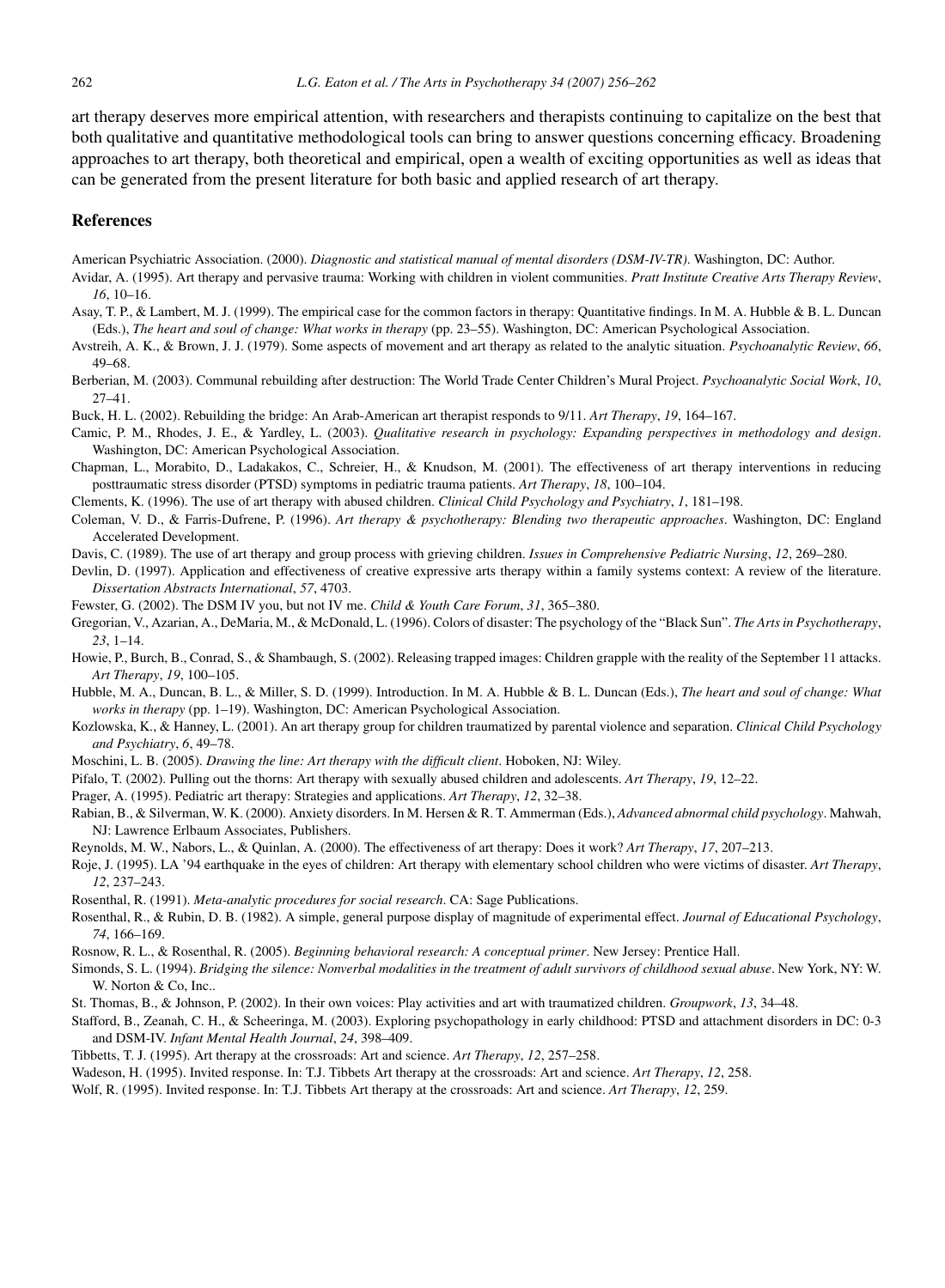art therapy deserves more empirical attention, with researchers and therapists continuing to capitalize on the best that both qualitative and quantitative methodological tools can bring to answer questions concerning efficacy. Broadening approaches to art therapy, both theoretical and empirical, open a wealth of exciting opportunities as well as ideas that can be generated from the present literature for both basic and applied research of art therapy.

## References

American Psychiatric Association. (2000). *Diagnostic and statistical manual of mental disorders (DSM-IV-TR)*. Washington, DC: Author.

Avidar, A. (1995). Art therapy and pervasive trauma: Working with children in violent communities. *Pratt Institute Creative Arts Therapy Review*, *16*, 10–16.

Asay, T. P., & Lambert, M. J. (1999). The empirical case for the common factors in therapy: Quantitative findings. In M. A. Hubble & B. L. Duncan (Eds.), *The heart and soul of change: What works in therapy* (pp. 23–55). Washington, DC: American Psychological Association.

Avstreih, A. K., & Brown, J. J. (1979). Some aspects of movement and art therapy as related to the analytic situation. *Psychoanalytic Review*, *66*, 49–68.

Berberian, M. (2003). Communal rebuilding after destruction: The World Trade Center Children's Mural Project. *Psychoanalytic Social Work*, *10*, 27–41.

Buck, H. L. (2002). Rebuilding the bridge: An Arab-American art therapist responds to 9/11. *Art Therapy*, *19*, 164–167.

Camic, P. M., Rhodes, J. E., & Yardley, L. (2003). *Qualitative research in psychology: Expanding perspectives in methodology and design*. Washington, DC: American Psychological Association.

Chapman, L., Morabito, D., Ladakakos, C., Schreier, H., & Knudson, M. (2001). The effectiveness of art therapy interventions in reducing posttraumatic stress disorder (PTSD) symptoms in pediatric trauma patients. *Art Therapy*, *18*, 100–104.

Clements, K. (1996). The use of art therapy with abused children. *Clinical Child Psychology and Psychiatry*, *1*, 181–198.

Coleman, V. D., & Farris-Dufrene, P. (1996). *Art therapy & psychotherapy: Blending two therapeutic approaches*. Washington, DC: England Accelerated Development.

Davis, C. (1989). The use of art therapy and group process with grieving children. *Issues in Comprehensive Pediatric Nursing*, *12*, 269–280.

Devlin, D. (1997). Application and effectiveness of creative expressive arts therapy within a family systems context: A review of the literature. *Dissertation Abstracts International*, *57*, 4703.

Fewster, G. (2002). The DSM IV you, but not IV me. *Child & Youth Care Forum*, *31*, 365–380.

Gregorian, V., Azarian, A., DeMaria, M., & McDonald, L. (1996). Colors of disaster: The psychology of the "Black Sun". *The Arts in Psychotherapy*, *23*, 1–14.

Howie, P., Burch, B., Conrad, S., & Shambaugh, S. (2002). Releasing trapped images: Children grapple with the reality of the September 11 attacks. *Art Therapy*, *19*, 100–105.

Hubble, M. A., Duncan, B. L., & Miller, S. D. (1999). Introduction. In M. A. Hubble & B. L. Duncan (Eds.), *The heart and soul of change: What works in therapy* (pp. 1–19). Washington, DC: American Psychological Association.

Kozlowska, K., & Hanney, L. (2001). An art therapy group for children traumatized by parental violence and separation. *Clinical Child Psychology and Psychiatry*, *6*, 49–78.

Moschini, L. B. (2005). *Drawing the line: Art therapy with the difficult client*. Hoboken, NJ: Wiley.

Pifalo, T. (2002). Pulling out the thorns: Art therapy with sexually abused children and adolescents. *Art Therapy*, *19*, 12–22.

Prager, A. (1995). Pediatric art therapy: Strategies and applications. *Art Therapy*, *12*, 32–38.

Rabian, B., & Silverman, W. K. (2000). Anxiety disorders. In M. Hersen & R. T. Ammerman (Eds.), *Advanced abnormal child psychology*. Mahwah, NJ: Lawrence Erlbaum Associates, Publishers.

Reynolds, M. W., Nabors, L., & Quinlan, A. (2000). The effectiveness of art therapy: Does it work? *Art Therapy*, *17*, 207–213.

Roje, J. (1995). LA '94 earthquake in the eyes of children: Art therapy with elementary school children who were victims of disaster. *Art Therapy*, *12*, 237–243.

Rosenthal, R. (1991). *Meta-analytic procedures for social research*. CA: Sage Publications.

Rosenthal, R., & Rubin, D. B. (1982). A simple, general purpose display of magnitude of experimental effect. *Journal of Educational Psychology*, *74*, 166–169.

Rosnow, R. L., & Rosenthal, R. (2005). *Beginning behavioral research: A conceptual primer*. New Jersey: Prentice Hall.

Simonds, S. L. (1994). *Bridging the silence: Nonverbal modalities in the treatment of adult survivors of childhood sexual abuse*. New York, NY: W. W. Norton & Co, Inc..

St. Thomas, B., & Johnson, P. (2002). In their own voices: Play activities and art with traumatized children. *Groupwork*, *13*, 34–48.

Stafford, B., Zeanah, C. H., & Scheeringa, M. (2003). Exploring psychopathology in early childhood: PTSD and attachment disorders in DC: 0-3 and DSM-IV. *Infant Mental Health Journal*, *24*, 398–409.

Tibbetts, T. J. (1995). Art therapy at the crossroads: Art and science. *Art Therapy*, *12*, 257–258.

Wadeson, H. (1995). Invited response. In: T.J. Tibbets Art therapy at the crossroads: Art and science. *Art Therapy*, *12*, 258.

Wolf, R. (1995). Invited response. In: T.J. Tibbets Art therapy at the crossroads: Art and science. *Art Therapy*, *12*, 259.